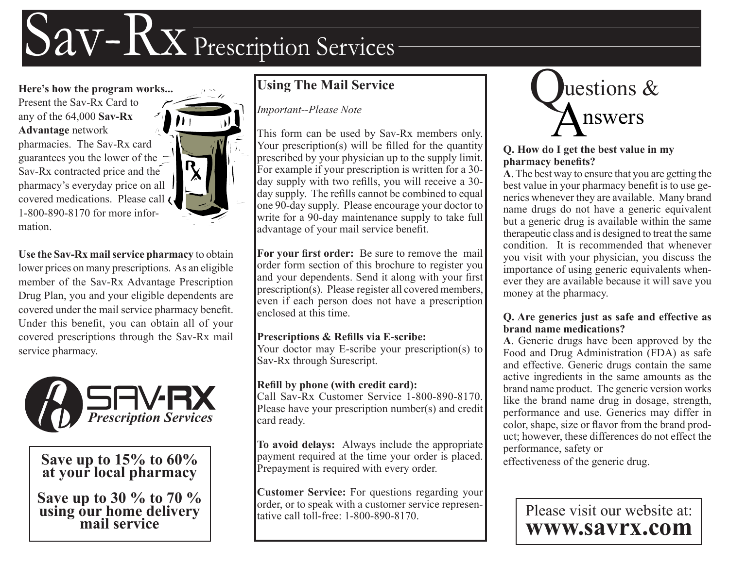# Sav-Rx Prescription Services

**Here's how the program works...**
Present the Sav-Rx Card to any of the 64,000 **Sav-Rx Advantage** network pharmacies. The Sav-Rx card guarantees you the lower of the Sav-Rx contracted price and the pharmacy's everyday price on all covered medications. Please call 1-800-890-8170 for more information.

**Use the Sav-Rx mail service pharmacy** to obtain lower prices on many prescriptions. As an eligible member of the Sav-Rx Advantage Prescription Drug Plan, you and your eligible dependents are covered under the mail service pharmacy benefit. Under this benefit, you can obtain all of your covered prescriptions through the Sav-Rx mail service pharmacy.

SAV-RX *Prescription Services*

**Save up to 15% to 60% at your local pharmacy**

**Save up to 30 % to 70 % using our home delivery mail service**

## Using The Mail Service

*Important--Please Note*

This form can be used by Sav-Rx members only. Your prescription(s) will be filled for the quantity prescribed by your physician up to the supply limit. For example if your prescription is written for a 30-day supply with two refills, you will receive a 30-day supply. The refills cannot be combined to equal one 90-day supply. Please encourage your doctor to write for a 90-day maintenance supply to take full advantage of your mail service benefit.

**For your first order:** Be sure to remove the mail order form section of this brochure to register you and your dependents. Send it along with your first prescription(s). Please register all covered members, even if each person does not have a prescription enclosed at this time.

**Prescriptions & Refills via E-scribe:**
Your doctor may E-scribe your prescription(s) to Sav-Rx through Surescript.

**Refill by phone (with credit card):**
Call Sav-Rx Customer Service 1-800-890-8170. Please have your prescription number(s) and credit card ready.

**To avoid delays:** Always include the appropriate payment required at the time your order is placed. Prepayment is required with every order.

**Customer Service:** For questions regarding your order, or to speak with a customer service representative call toll-free: 1-800-890-8170.

## Questions & Answers

**Q. How do I get the best value in my pharmacy benefits?**
**A**. The best way to ensure that you are getting the best value in your pharmacy benefit is to use generics whenever they are available. Many brand name drugs do not have a generic equivalent but a generic drug is available within the same therapeutic class and is designed to treat the same condition. It is recommended that whenever you visit with your physician, you discuss the importance of using generic equivalents whenever they are available because it will save you money at the pharmacy.

**Q. Are generics just as safe and effective as brand name medications?**
**A**. Generic drugs have been approved by the Food and Drug Administration (FDA) as safe and effective. Generic drugs contain the same active ingredients in the same amounts as the brand name product. The generic version works like the brand name drug in dosage, strength, performance and use. Generics may differ in color, shape, size or flavor from the brand product; however, these differences do not effect the performance, safety or effectiveness of the generic drug.

Please visit our website at:
**www.savrx.com**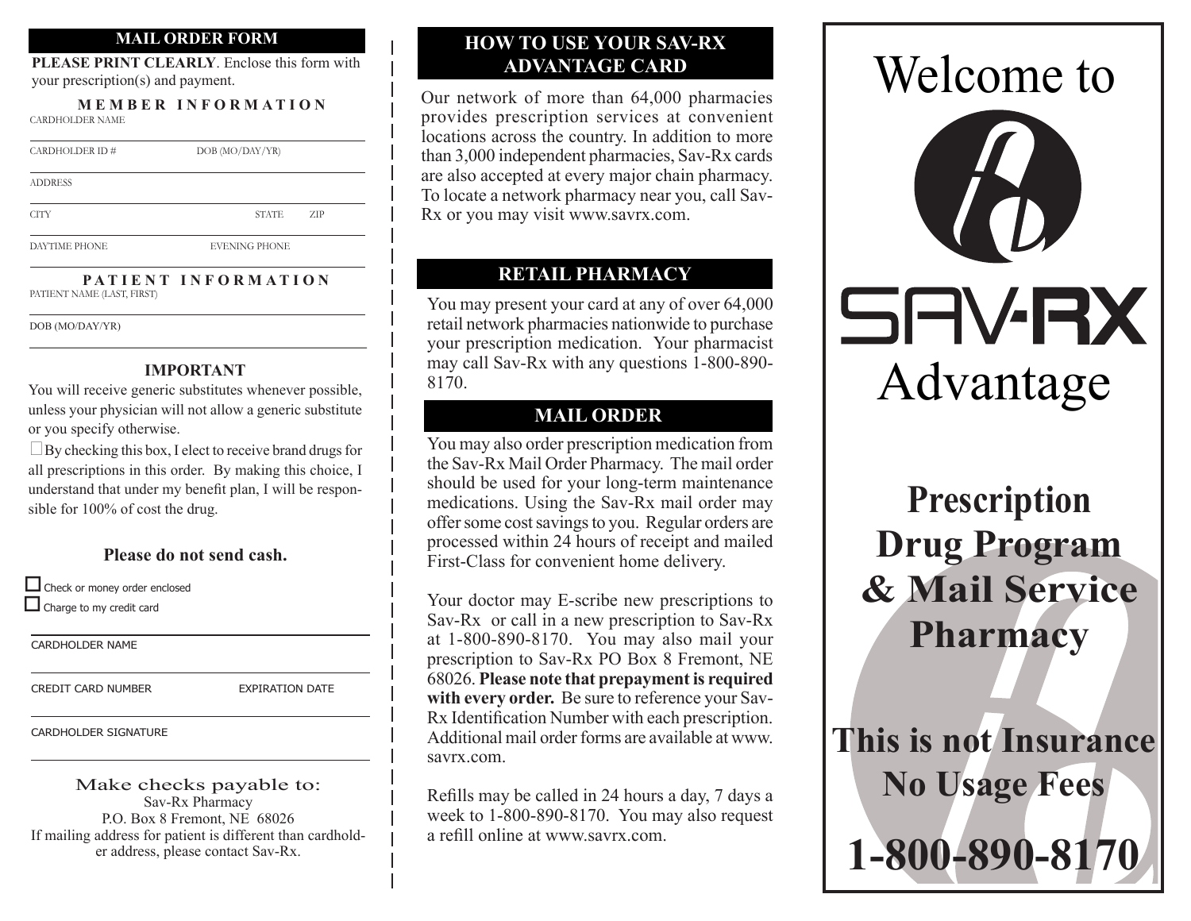## MAIL ORDER FORM

**PLEASE PRINT CLEARLY**. Enclose this form with your prescription(s) and payment.

### MEMBER INFORMATION

CARDHOLDER NAME

CARDHOLDER ID # DOB (MO/DAY/YR)

ADDRESS

CITY STATE ZIP

DAYTIME PHONE EVENING PHONE

### PATIENT INFORMATION

PATIENT NAME (LAST, FIRST)

DOB (MO/DAY/YR)

### IMPORTANT

You will receive generic substitutes whenever possible, unless your physician will not allow a generic substitute or you specify otherwise.

☐ By checking this box, I elect to receive brand drugs for all prescriptions in this order. By making this choice, I understand that under my benefit plan, I will be responsible for 100% of cost the drug.

**Please do not send cash.**

☐ Check or money order enclosed

☐ Charge to my credit card

CARDHOLDER NAME

CREDIT CARD NUMBER EXPIRATION DATE

CARDHOLDER SIGNATURE

Make checks payable to:
Sav-Rx Pharmacy
P.O. Box 8 Fremont, NE 68026
If mailing address for patient is different than cardholder address, please contact Sav-Rx.

## HOW TO USE YOUR SAV-RX ADVANTAGE CARD

Our network of more than 64,000 pharmacies provides prescription services at convenient locations across the country. In addition to more than 3,000 independent pharmacies, Sav-Rx cards are also accepted at every major chain pharmacy. To locate a network pharmacy near you, call Sav-Rx or you may visit www.savrx.com.

## RETAIL PHARMACY

You may present your card at any of over 64,000 retail network pharmacies nationwide to purchase your prescription medication. Your pharmacist may call Sav-Rx with any questions 1-800-890-8170.

## MAIL ORDER

You may also order prescription medication from the Sav-Rx Mail Order Pharmacy. The mail order should be used for your long-term maintenance medications. Using the Sav-Rx mail order may offer some cost savings to you. Regular orders are processed within 24 hours of receipt and mailed First-Class for convenient home delivery.

Your doctor may E-scribe new prescriptions to Sav-Rx or call in a new prescription to Sav-Rx at 1-800-890-8170. You may also mail your prescription to Sav-Rx PO Box 8 Fremont, NE 68026. **Please note that prepayment is required with every order.** Be sure to reference your Sav-Rx Identification Number with each prescription. Additional mail order forms are available at www.savrx.com.

Refills may be called in 24 hours a day, 7 days a week to 1-800-890-8170. You may also request a refill online at www.savrx.com.

# Welcome to

# SAV-RX Advantage

## Prescription Drug Program & Mail Service Pharmacy

**This is not Insurance**
**No Usage Fees**

# 1-800-890-8170